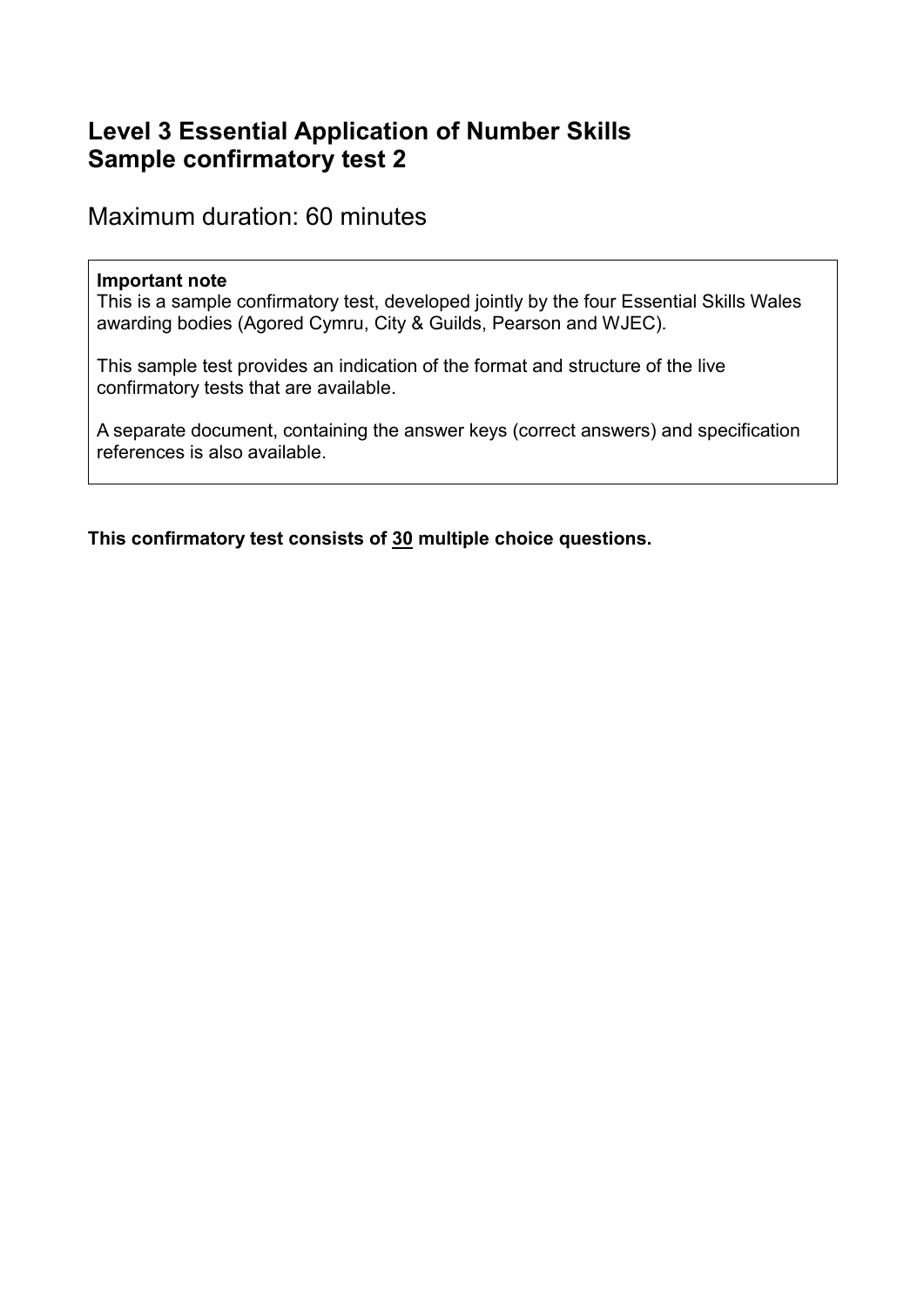# Level 3 Essential Application of Number Skills
# Sample confirmatory test 2

Maximum duration: 60 minutes

**Important note**
This is a sample confirmatory test, developed jointly by the four Essential Skills Wales awarding bodies (Agored Cymru, City & Guilds, Pearson and WJEC).

This sample test provides an indication of the format and structure of the live confirmatory tests that are available.

A separate document, containing the answer keys (correct answers) and specification references is also available.

**This confirmatory test consists of <u>30</u> multiple choice questions.**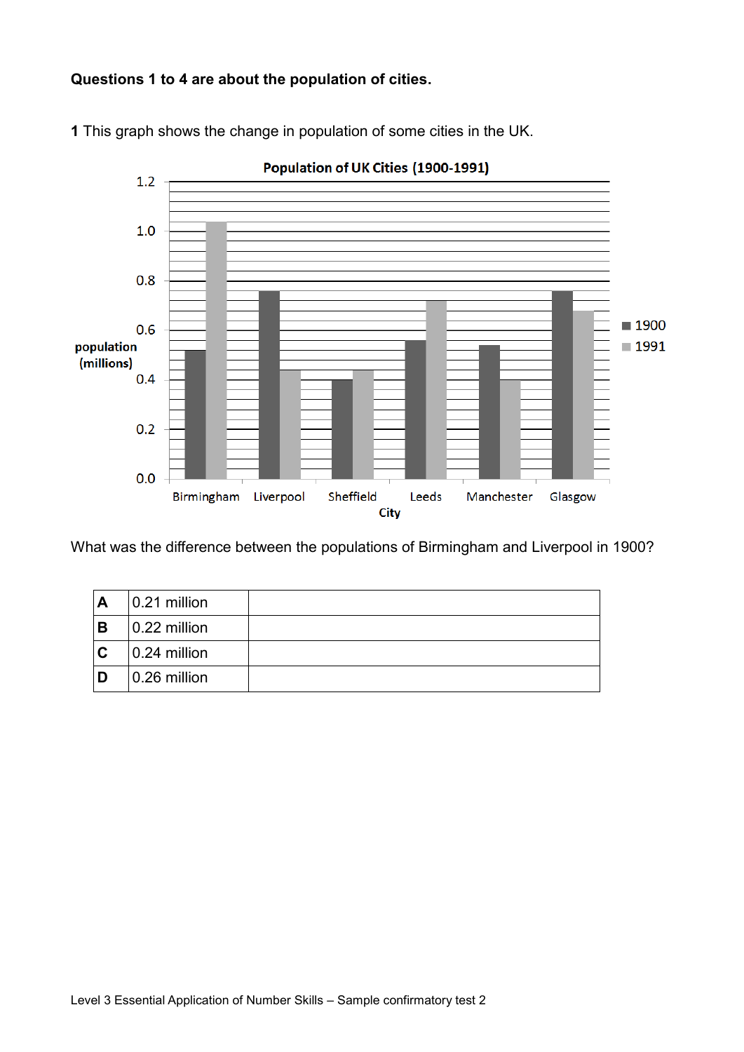**Questions 1 to 4 are about the population of cities.**

**1** This graph shows the change in population of some cities in the UK.

Population of UK Cities (1900-1991)

1.2
1.0
0.8
0.6
0.4
0.2
0.0

population (millions)

Birmingham Liverpool Sheffield Leeds Manchester Glasgow

City

1900
1991

What was the difference between the populations of Birmingham and Liverpool in 1900?

| | | |
|---|---|---|
| **A** | 0.21 million | |
| **B** | 0.22 million | |
| **C** | 0.24 million | |
| **D** | 0.26 million | |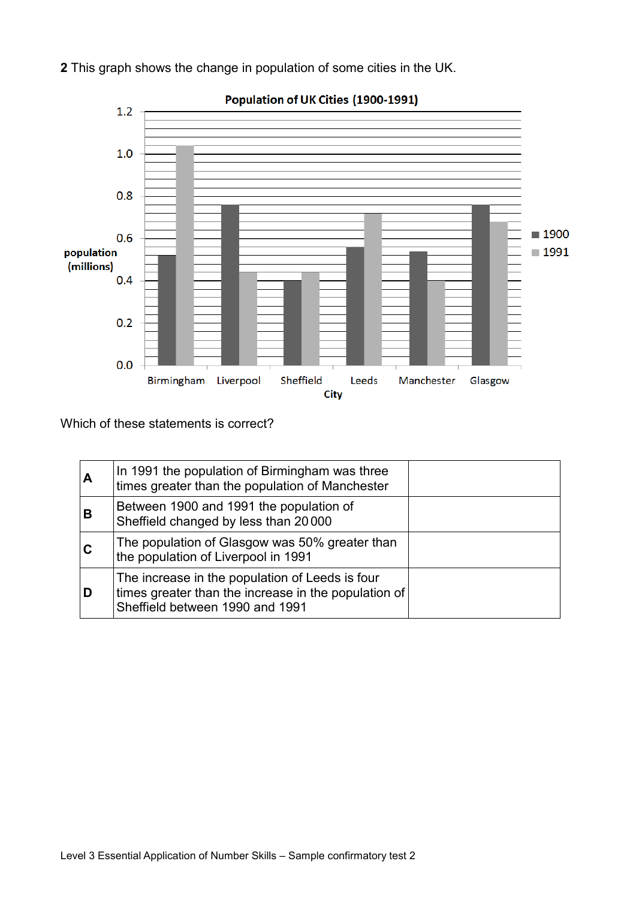**2** This graph shows the change in population of some cities in the UK.

Which of these statements is correct?

| | | |
|---|---|---|
| **A** | In 1991 the population of Birmingham was three times greater than the population of Manchester | |
| **B** | Between 1900 and 1991 the population of Sheffield changed by less than 20 000 | |
| **C** | The population of Glasgow was 50% greater than the population of Liverpool in 1991 | |
| **D** | The increase in the population of Leeds is four times greater than the increase in the population of Sheffield between 1990 and 1991 | |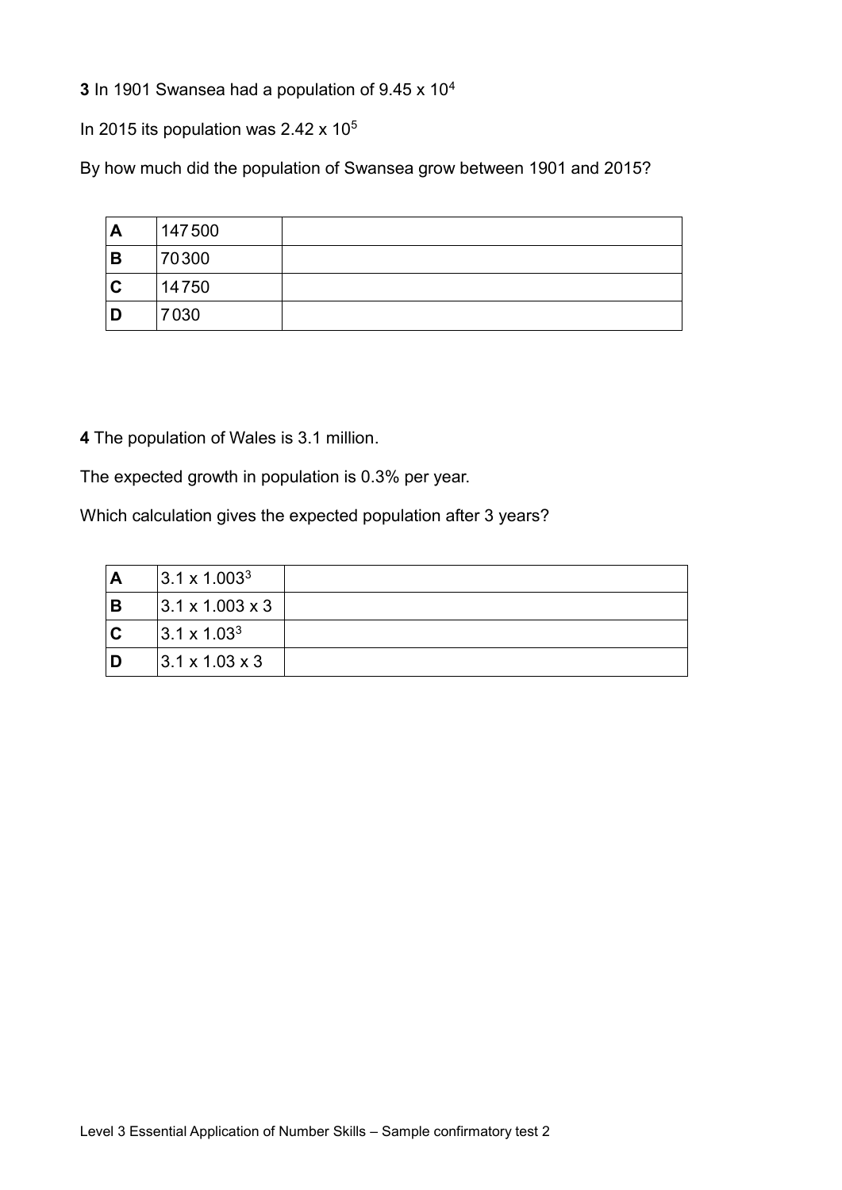**3** In 1901 Swansea had a population of $9.45 \times 10^4$

In 2015 its population was $2.42 \times 10^5$

By how much did the population of Swansea grow between 1901 and 2015?

| | | |
|---|---|---|
| **A** | 147 500 | |
| **B** | 70 300 | |
| **C** | 14 750 | |
| **D** | 7 030 | |

**4** The population of Wales is 3.1 million.

The expected growth in population is 0.3% per year.

Which calculation gives the expected population after 3 years?

| | | |
|---|---|---|
| **A** | $3.1 \times 1.003^3$ | |
| **B** | $3.1 \times 1.003 \times 3$ | |
| **C** | $3.1 \times 1.03^3$ | |
| **D** | $3.1 \times 1.03 \times 3$ | |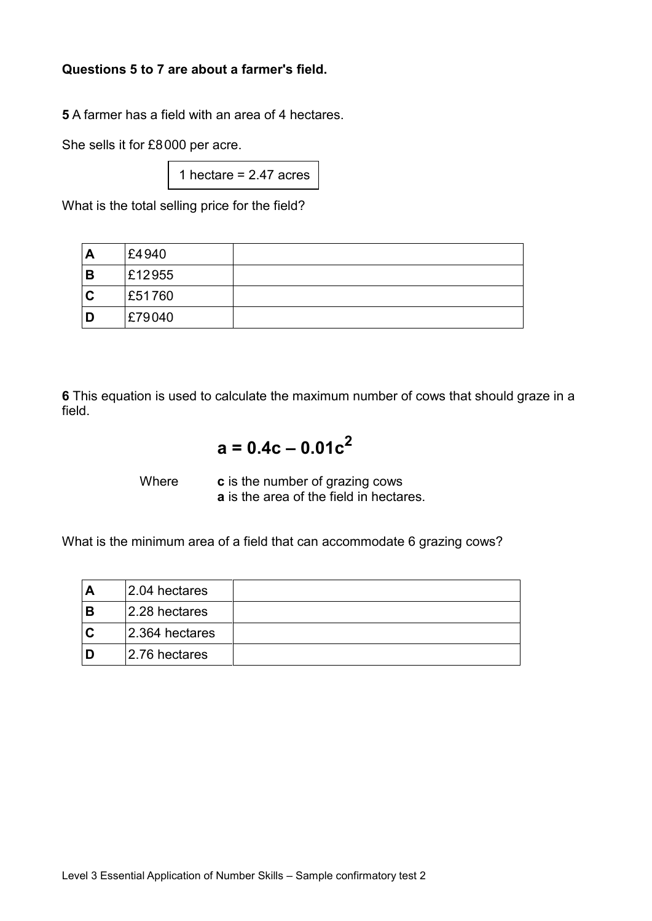**Questions 5 to 7 are about a farmer's field.**

**5** A farmer has a field with an area of 4 hectares.

She sells it for £8 000 per acre.

| 1 hectare = 2.47 acres |
|---|

What is the total selling price for the field?

| | | |
|---|---|---|
| **A** | £4 940 | |
| **B** | £12 955 | |
| **C** | £51 760 | |
| **D** | £79 040 | |

**6** This equation is used to calculate the maximum number of cows that should graze in a field.

$$\mathbf{a = 0.4c - 0.01c^2}$$

Where **c** is the number of grazing cows
**a** is the area of the field in hectares.

What is the minimum area of a field that can accommodate 6 grazing cows?

| | | |
|---|---|---|
| **A** | 2.04 hectares | |
| **B** | 2.28 hectares | |
| **C** | 2.364 hectares | |
| **D** | 2.76 hectares | |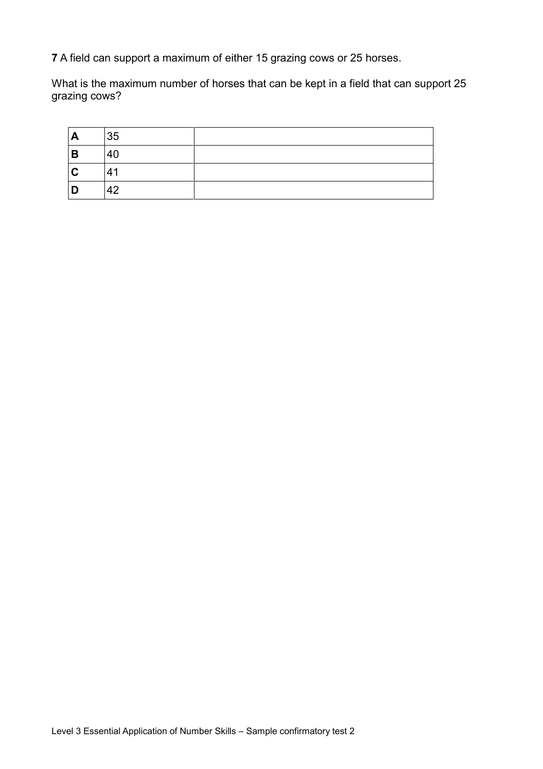**7** A field can support a maximum of either 15 grazing cows or 25 horses.

What is the maximum number of horses that can be kept in a field that can support 25 grazing cows?

| | | |
|---|---|---|
| **A** | 35 | |
| **B** | 40 | |
| **C** | 41 | |
| **D** | 42 | |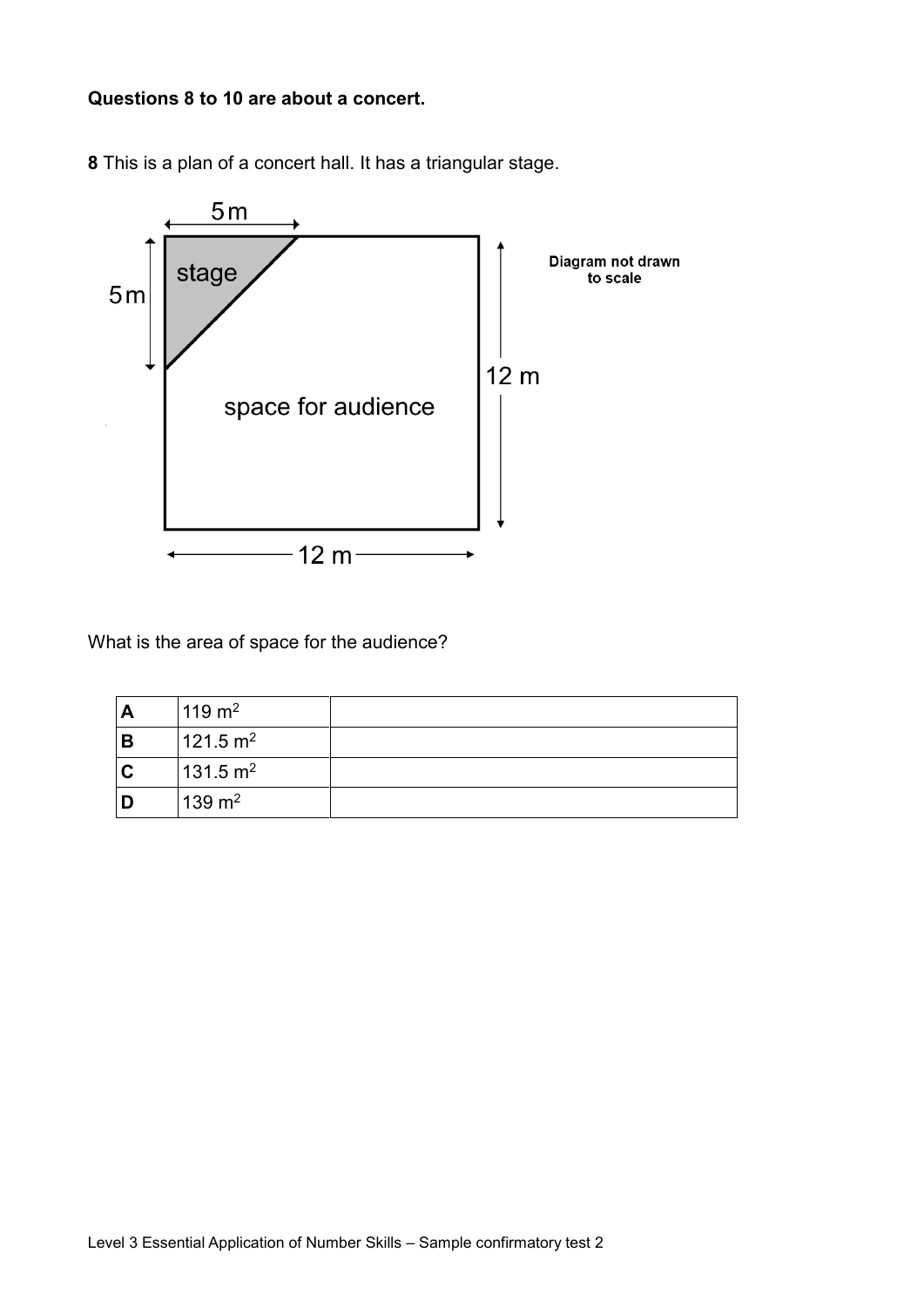**Questions 8 to 10 are about a concert.**

**8** This is a plan of a concert hall. It has a triangular stage.

5 m

5 m

stage

12 m

space for audience

12 m

Diagram not drawn to scale

What is the area of space for the audience?

| | | |
|---|---|---|
| **A** | 119 $m^2$ | |
| **B** | 121.5 $m^2$ | |
| **C** | 131.5 $m^2$ | |
| **D** | 139 $m^2$ | |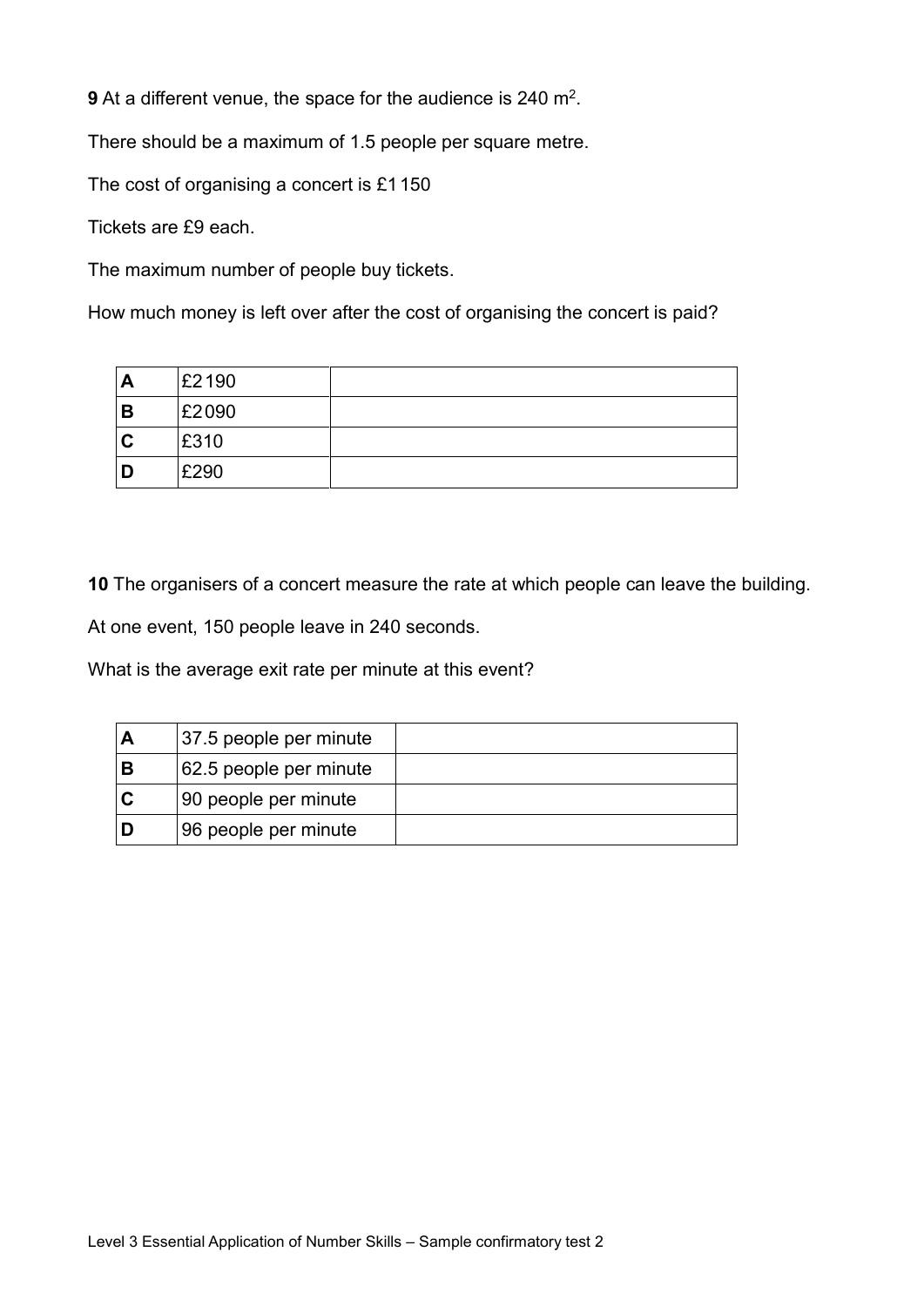**9** At a different venue, the space for the audience is 240 $m^2$.

There should be a maximum of 1.5 people per square metre.

The cost of organising a concert is £1 150

Tickets are £9 each.

The maximum number of people buy tickets.

How much money is left over after the cost of organising the concert is paid?

| | | |
|---|---|---|
| **A** | £2 190 | |
| **B** | £2 090 | |
| **C** | £310 | |
| **D** | £290 | |

**10** The organisers of a concert measure the rate at which people can leave the building.

At one event, 150 people leave in 240 seconds.

What is the average exit rate per minute at this event?

| | | |
|---|---|---|
| **A** | 37.5 people per minute | |
| **B** | 62.5 people per minute | |
| **C** | 90 people per minute | |
| **D** | 96 people per minute | |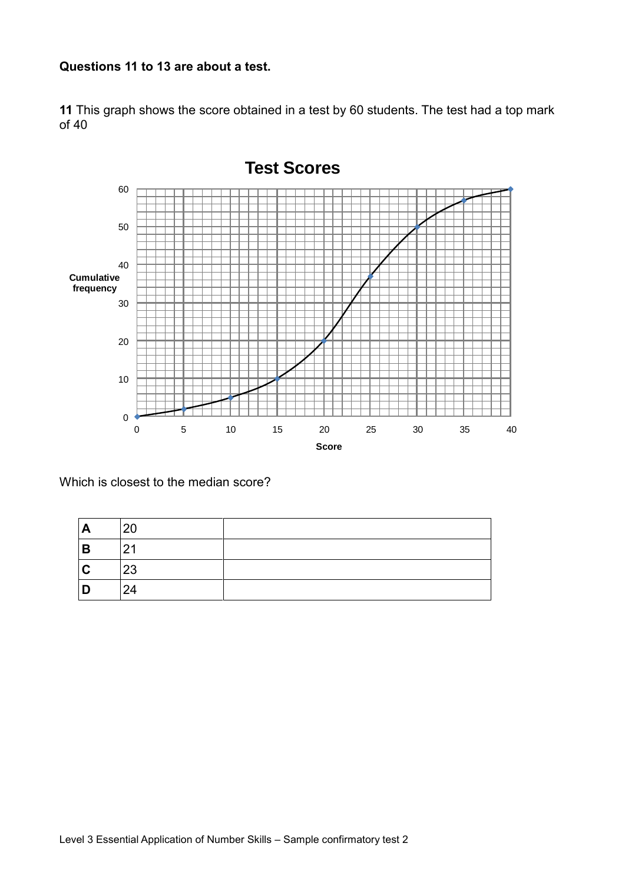**Questions 11 to 13 are about a test.**

**11** This graph shows the score obtained in a test by 60 students. The test had a top mark of 40

Test Scores

Cumulative frequency

0
10
20
30
40
50
60

0 5 10 15 20 25 30 35 40

Score

Which is closest to the median score?

| | | |
|---|---|---|
| **A** | 20 | |
| **B** | 21 | |
| **C** | 23 | |
| **D** | 24 | |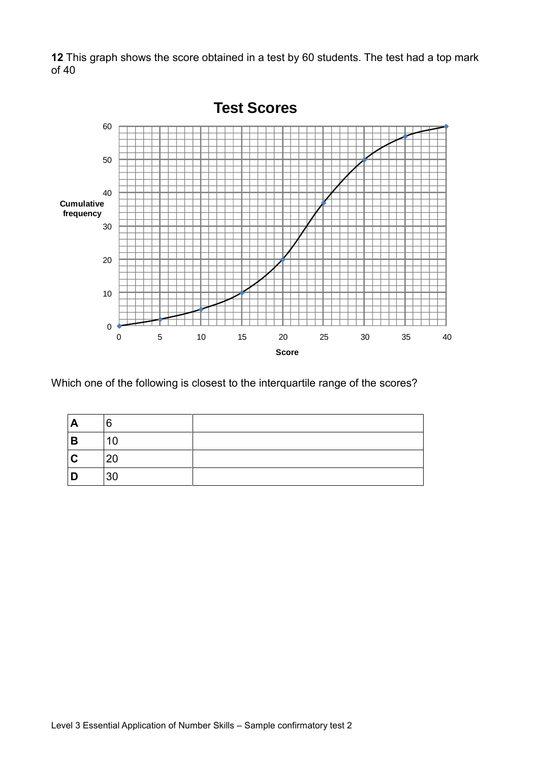**12** This graph shows the score obtained in a test by 60 students. The test had a top mark of 40

**Test Scores**

Cumulative frequency

0
10
20
30
40
50
60

0
5
10
15
20
25
30
35
40

Score

Which one of the following is closest to the interquartile range of the scores?

| | | |
|---|---|---|
| **A** | 6 | |
| **B** | 10 | |
| **C** | 20 | |
| **D** | 30 | |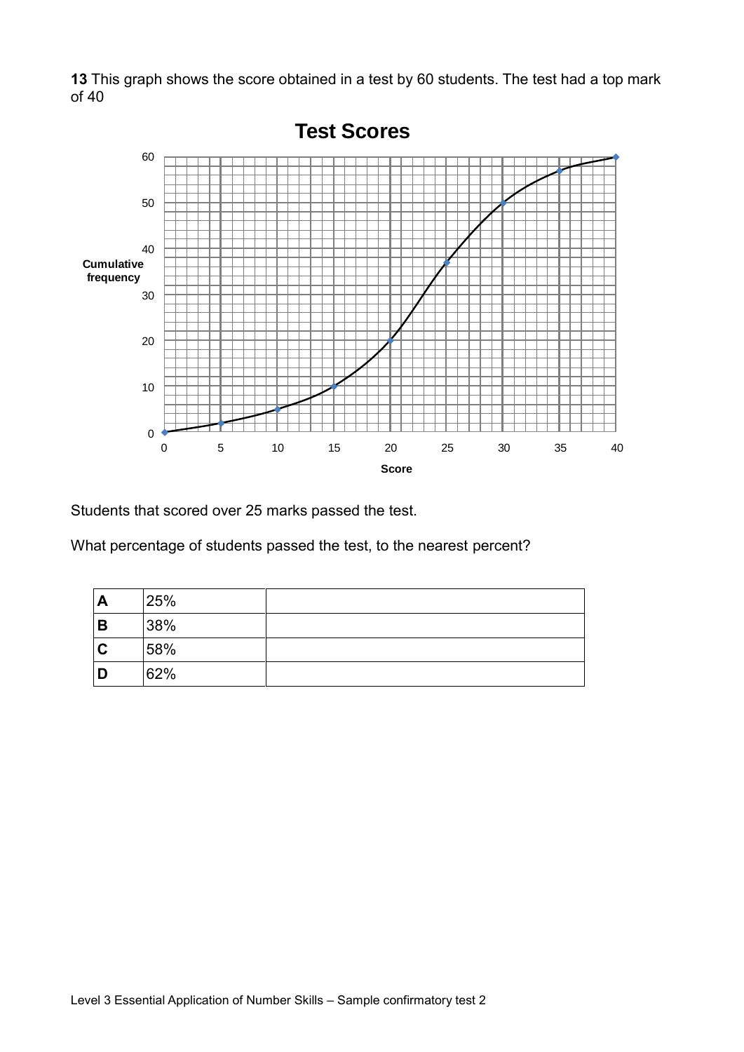**13** This graph shows the score obtained in a test by 60 students. The test had a top mark of 40

Test Scores

Cumulative frequency

0
10
20
30
40
50
60

0
5
10
15
20
25
30
35
40

Score

Students that scored over 25 marks passed the test.

What percentage of students passed the test, to the nearest percent?

| | | |
|---|---|---|
| **A** | 25% | |
| **B** | 38% | |
| **C** | 58% | |
| **D** | 62% | |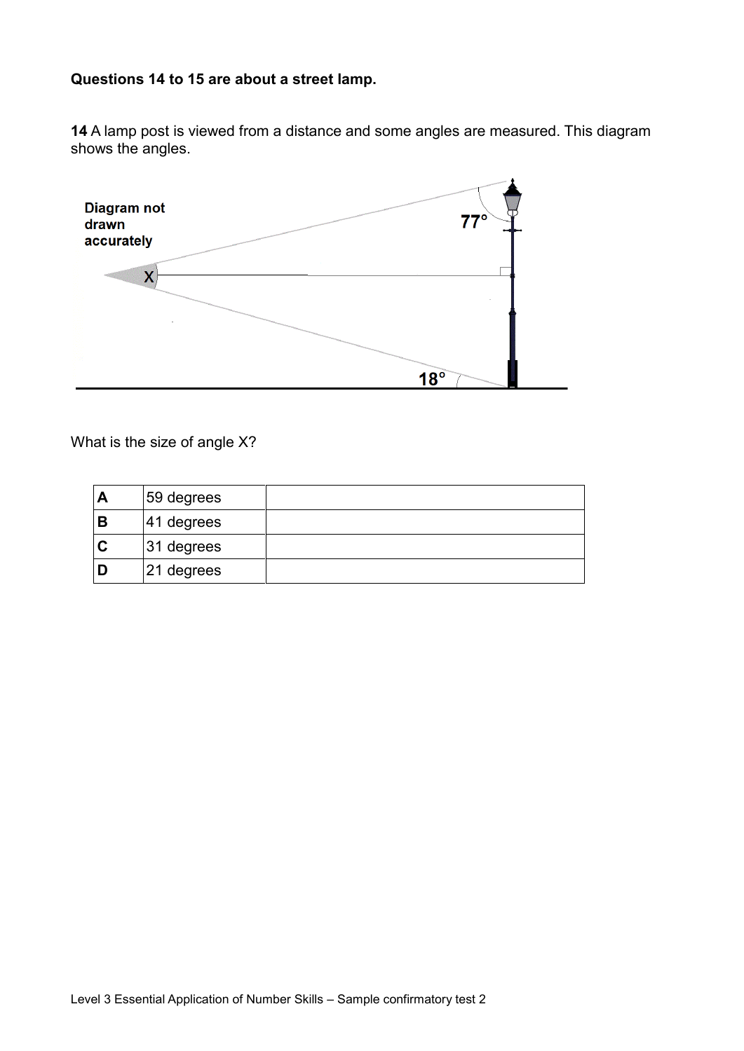**Questions 14 to 15 are about a street lamp.**

**14** A lamp post is viewed from a distance and some angles are measured. This diagram shows the angles.

Diagram not drawn accurately

77°

X

18°

What is the size of angle X?

| | | |
|---|---|---|
| **A** | 59 degrees | |
| **B** | 41 degrees | |
| **C** | 31 degrees | |
| **D** | 21 degrees | |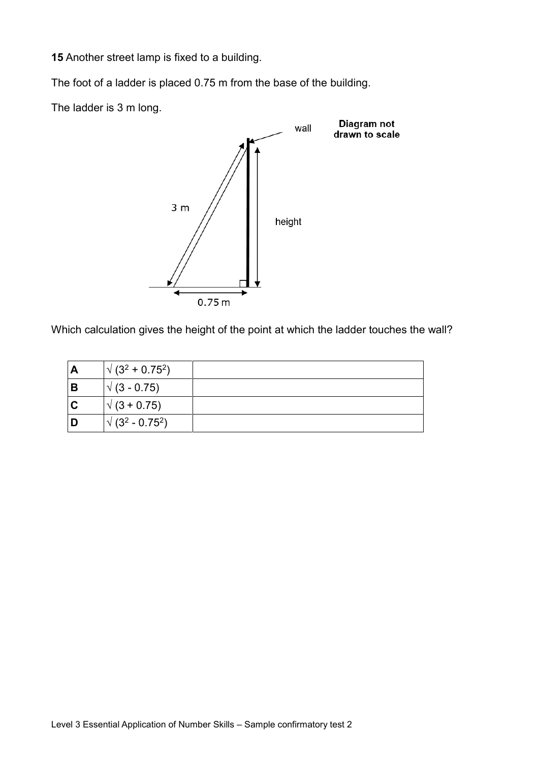**15** Another street lamp is fixed to a building.

The foot of a ladder is placed 0.75 m from the base of the building.

The ladder is 3 m long.

wall

**Diagram not drawn to scale**

3 m

height

0.75 m

Which calculation gives the height of the point at which the ladder touches the wall?

| | | |
|---|---|---|
| **A** | $\sqrt{(3^2 + 0.75^2)}$ | |
| **B** | $\sqrt{(3 - 0.75)}$ | |
| **C** | $\sqrt{(3 + 0.75)}$ | |
| **D** | $\sqrt{(3^2 - 0.75^2)}$ | |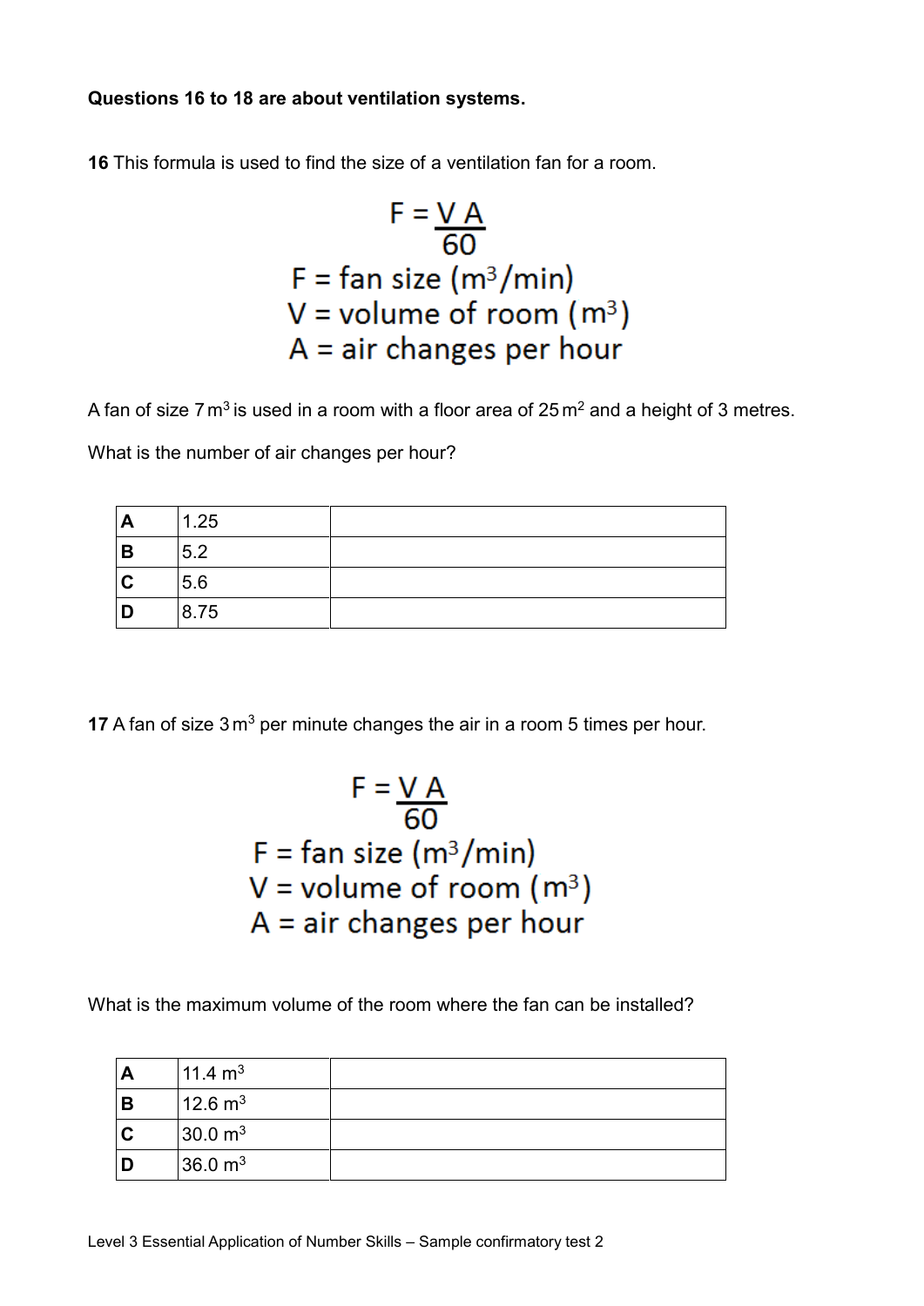**Questions 16 to 18 are about ventilation systems.**

**16** This formula is used to find the size of a ventilation fan for a room.

$$F = \frac{V\,A}{60}$$

F = fan size ($m^3$/min)
V = volume of room ($m^3$)
A = air changes per hour

A fan of size 7 $m^3$ is used in a room with a floor area of 25 $m^2$ and a height of 3 metres.

What is the number of air changes per hour?

| | | |
|---|---|---|
| **A** | 1.25 | |
| **B** | 5.2 | |
| **C** | 5.6 | |
| **D** | 8.75 | |

**17** A fan of size 3 $m^3$ per minute changes the air in a room 5 times per hour.

$$F = \frac{V\,A}{60}$$

F = fan size ($m^3$/min)
V = volume of room ($m^3$)
A = air changes per hour

What is the maximum volume of the room where the fan can be installed?

| | | |
|---|---|---|
| **A** | 11.4 $m^3$ | |
| **B** | 12.6 $m^3$ | |
| **C** | 30.0 $m^3$ | |
| **D** | 36.0 $m^3$ | |

Level 3 Essential Application of Number Skills – Sample confirmatory test 2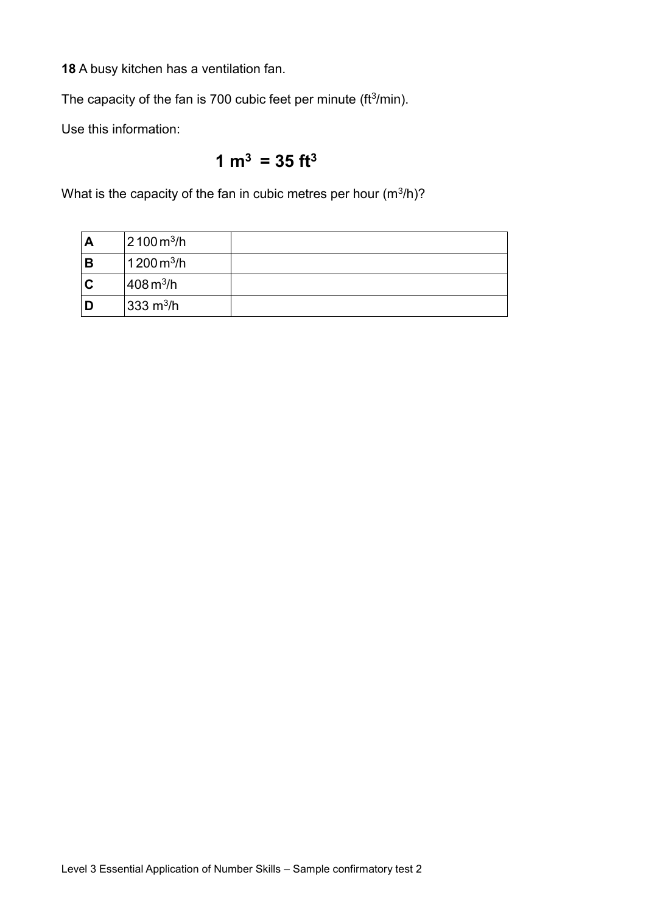**18** A busy kitchen has a ventilation fan.

The capacity of the fan is 700 cubic feet per minute (ft$^3$/min).

Use this information:

$$1 \text{ m}^3 = 35 \text{ ft}^3$$

What is the capacity of the fan in cubic metres per hour (m$^3$/h)?

| | | |
|---|---|---|
| **A** | 2 100 m$^3$/h | |
| **B** | 1 200 m$^3$/h | |
| **C** | 408 m$^3$/h | |
| **D** | 333 m$^3$/h | |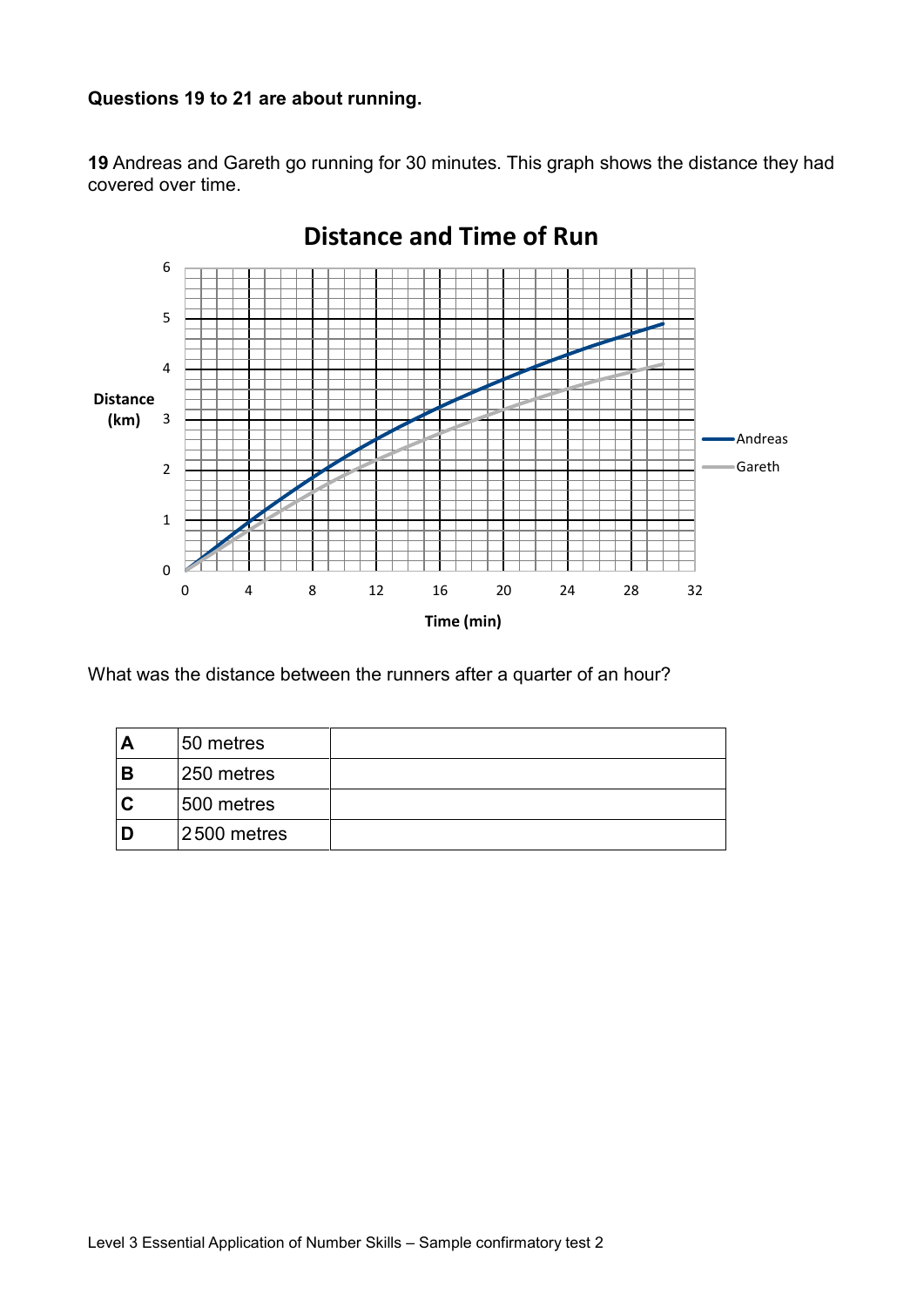**Questions 19 to 21 are about running.**

**19** Andreas and Gareth go running for 30 minutes. This graph shows the distance they had covered over time.

Distance and Time of Run

Distance (km)

0
1
2
3
4
5
6

Time (min)

0
4
8
12
16
20
24
28
32

Andreas
Gareth

What was the distance between the runners after a quarter of an hour?

| | | |
|---|---|---|
| **A** | 50 metres | |
| **B** | 250 metres | |
| **C** | 500 metres | |
| **D** | 2 500 metres | |

Level 3 Essential Application of Number Skills – Sample confirmatory test 2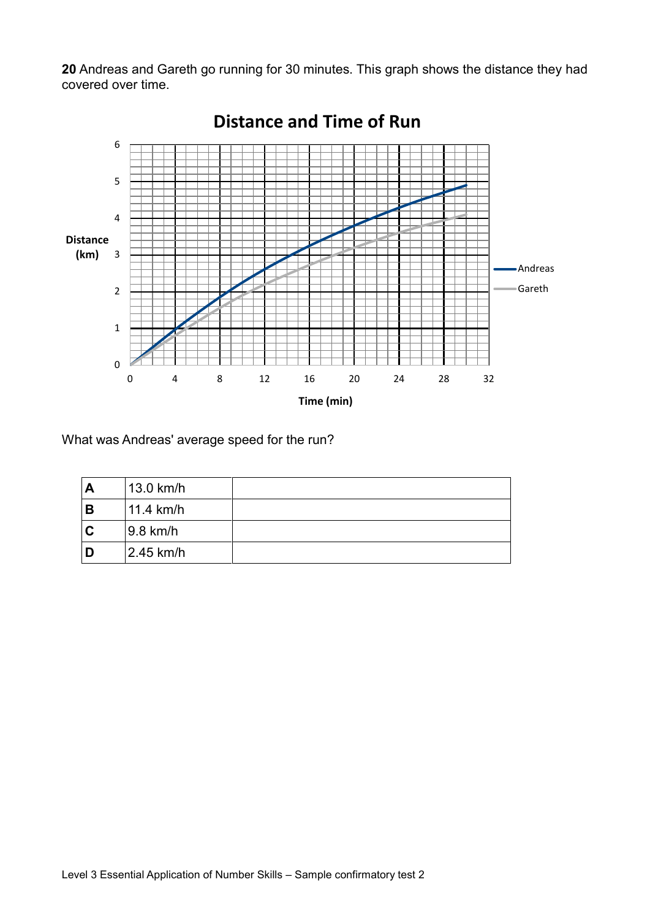**20** Andreas and Gareth go running for 30 minutes. This graph shows the distance they had covered over time.

Distance and Time of Run

Distance (km)

6
5
4
3
2
1
0

0 4 8 12 16 20 24 28 32

Time (min)

Andreas
Gareth

What was Andreas' average speed for the run?

| | | |
|---|---|---|
| **A** | 13.0 km/h | |
| **B** | 11.4 km/h | |
| **C** | 9.8 km/h | |
| **D** | 2.45 km/h | |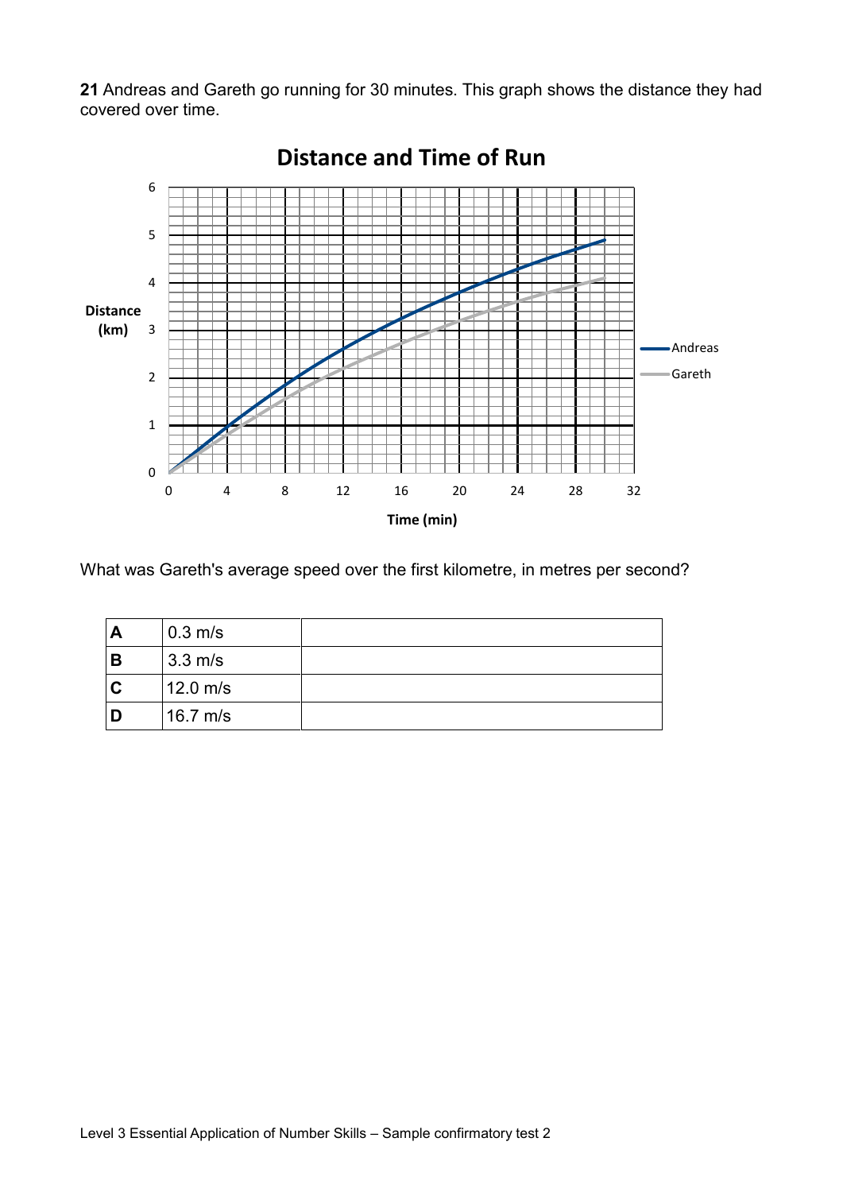**21** Andreas and Gareth go running for 30 minutes. This graph shows the distance they had covered over time.

Distance and Time of Run

Distance (km)

0
1
2
3
4
5
6

Time (min)

0
4
8
12
16
20
24
28
32

Andreas
Gareth

What was Gareth's average speed over the first kilometre, in metres per second?

| | | |
|---|---|---|
| **A** | 0.3 m/s | |
| **B** | 3.3 m/s | |
| **C** | 12.0 m/s | |
| **D** | 16.7 m/s | |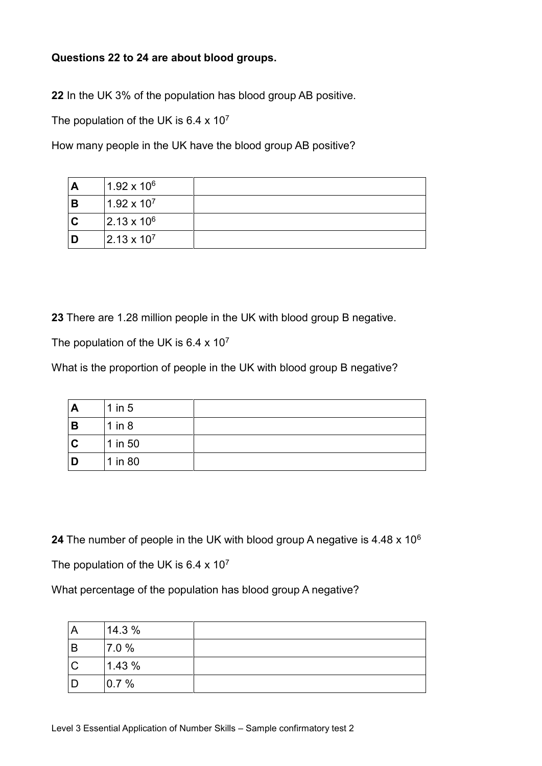**Questions 22 to 24 are about blood groups.**

**22** In the UK 3% of the population has blood group AB positive.

The population of the UK is $6.4 \times 10^7$

How many people in the UK have the blood group AB positive?

| | | |
|---|---|---|
| **A** | $1.92 \times 10^6$ | |
| **B** | $1.92 \times 10^7$ | |
| **C** | $2.13 \times 10^6$ | |
| **D** | $2.13 \times 10^7$ | |

**23** There are 1.28 million people in the UK with blood group B negative.

The population of the UK is $6.4 \times 10^7$

What is the proportion of people in the UK with blood group B negative?

| | | |
|---|---|---|
| **A** | 1 in 5 | |
| **B** | 1 in 8 | |
| **C** | 1 in 50 | |
| **D** | 1 in 80 | |

**24** The number of people in the UK with blood group A negative is $4.48 \times 10^6$

The population of the UK is $6.4 \times 10^7$

What percentage of the population has blood group A negative?

| | | |
|---|---|---|
| A | 14.3 % | |
| B | 7.0 % | |
| C | 1.43 % | |
| D | 0.7 % | |

Level 3 Essential Application of Number Skills – Sample confirmatory test 2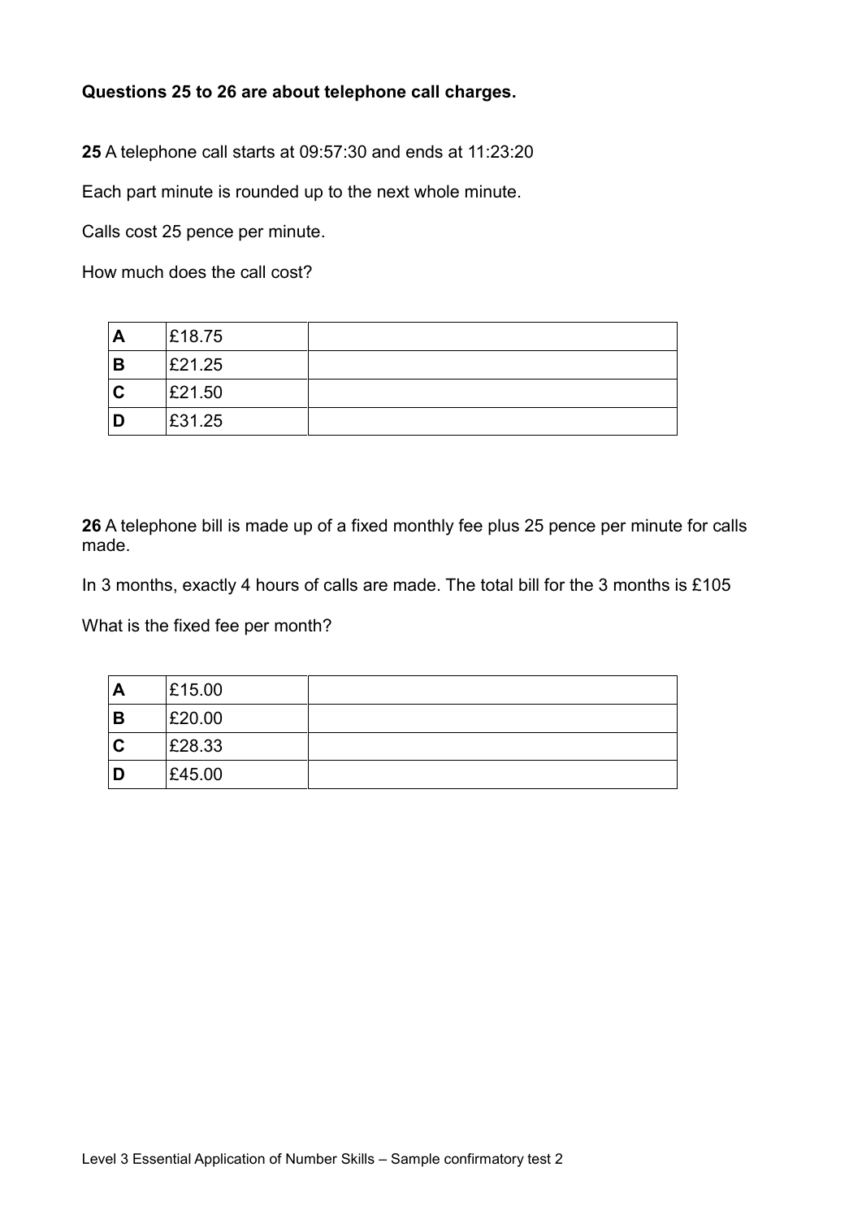**Questions 25 to 26 are about telephone call charges.**

**25** A telephone call starts at 09:57:30 and ends at 11:23:20

Each part minute is rounded up to the next whole minute.

Calls cost 25 pence per minute.

How much does the call cost?

| | | |
|---|---|---|
| **A** | £18.75 | |
| **B** | £21.25 | |
| **C** | £21.50 | |
| **D** | £31.25 | |

**26** A telephone bill is made up of a fixed monthly fee plus 25 pence per minute for calls made.

In 3 months, exactly 4 hours of calls are made. The total bill for the 3 months is £105

What is the fixed fee per month?

| | | |
|---|---|---|
| **A** | £15.00 | |
| **B** | £20.00 | |
| **C** | £28.33 | |
| **D** | £45.00 | |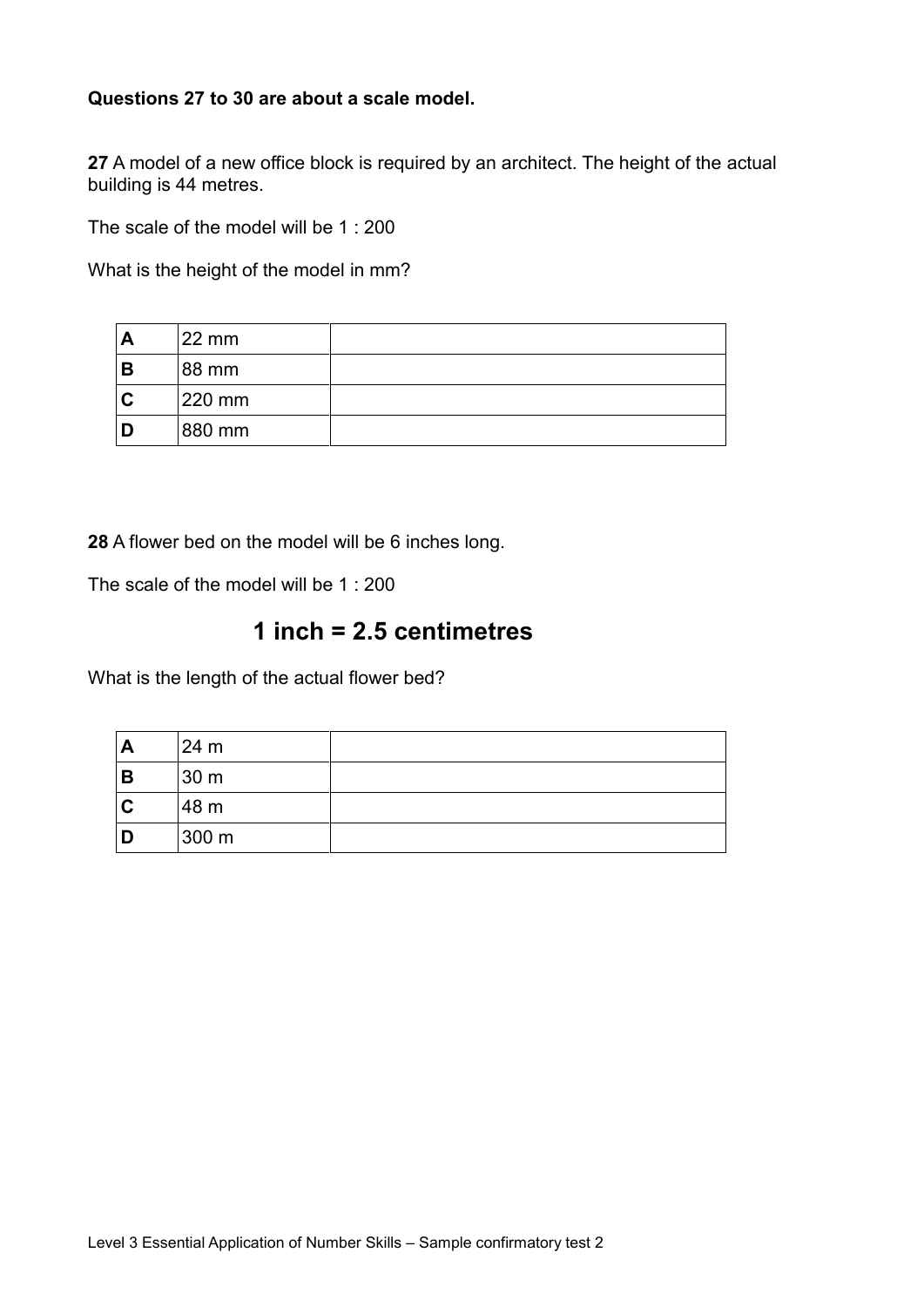**Questions 27 to 30 are about a scale model.**

**27** A model of a new office block is required by an architect. The height of the actual building is 44 metres.

The scale of the model will be 1 : 200

What is the height of the model in mm?

| | | |
|---|---|---|
| **A** | 22 mm | |
| **B** | 88 mm | |
| **C** | 220 mm | |
| **D** | 880 mm | |

**28** A flower bed on the model will be 6 inches long.

The scale of the model will be 1 : 200

## 1 inch = 2.5 centimetres

What is the length of the actual flower bed?

| | | |
|---|---|---|
| **A** | 24 m | |
| **B** | 30 m | |
| **C** | 48 m | |
| **D** | 300 m | |

Level 3 Essential Application of Number Skills – Sample confirmatory test 2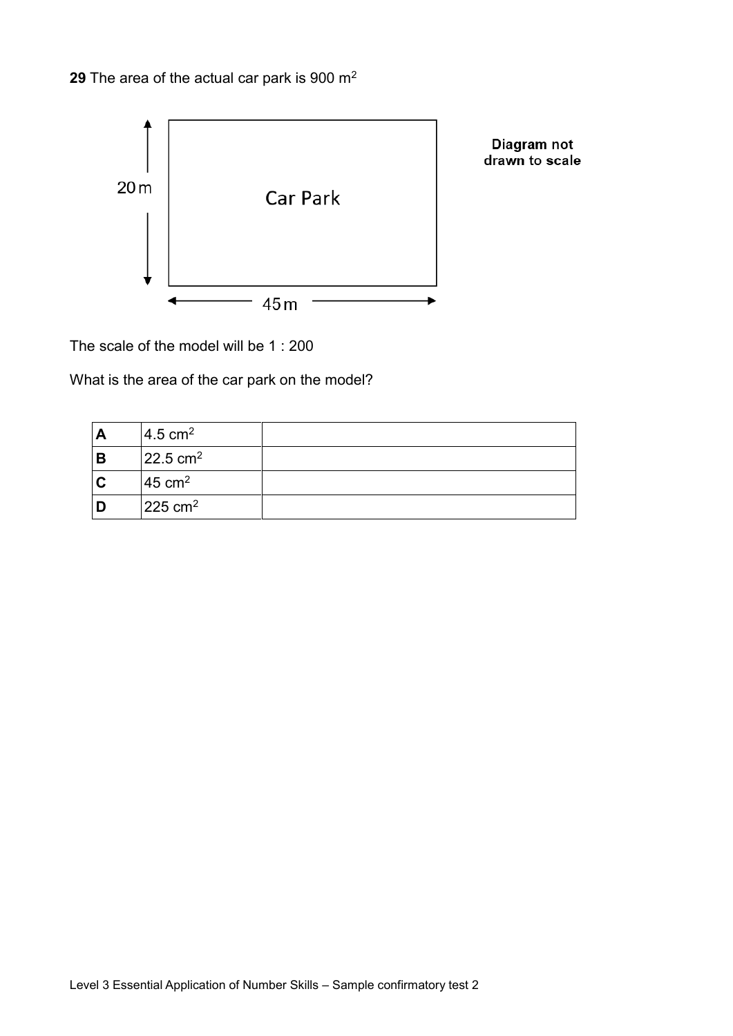**29** The area of the actual car park is 900 $m^2$

20 m

Car Park

45 m

Diagram not drawn to scale

The scale of the model will be 1 : 200

What is the area of the car park on the model?

| | | |
|---|---|---|
| **A** | 4.5 $cm^2$ | |
| **B** | 22.5 $cm^2$ | |
| **C** | 45 $cm^2$ | |
| **D** | 225 $cm^2$ | |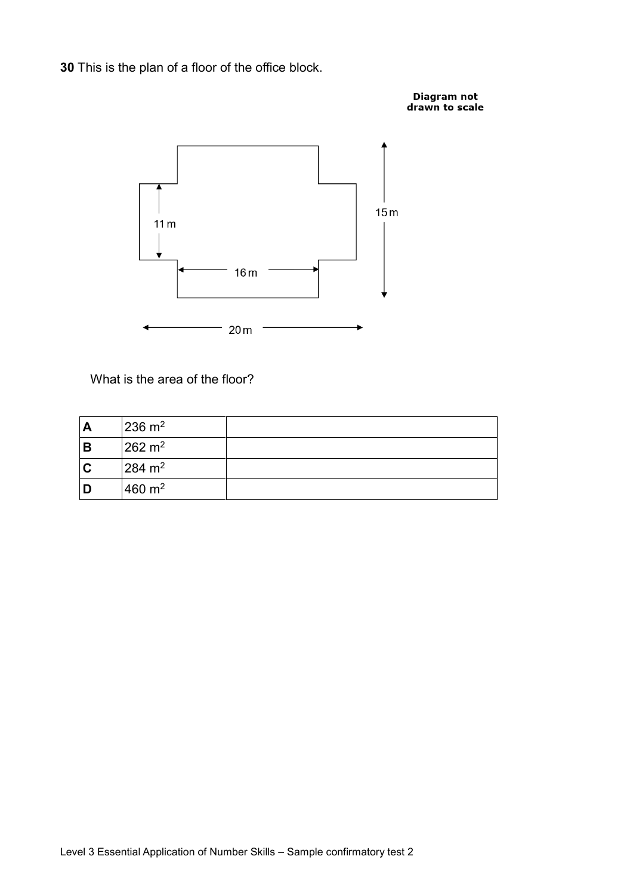**30** This is the plan of a floor of the office block.

**Diagram not drawn to scale**

11 m

16 m

15 m

20 m

What is the area of the floor?

| | | |
|---|---|---|
| **A** | 236 $m^2$ | |
| **B** | 262 $m^2$ | |
| **C** | 284 $m^2$ | |
| **D** | 460 $m^2$ | |